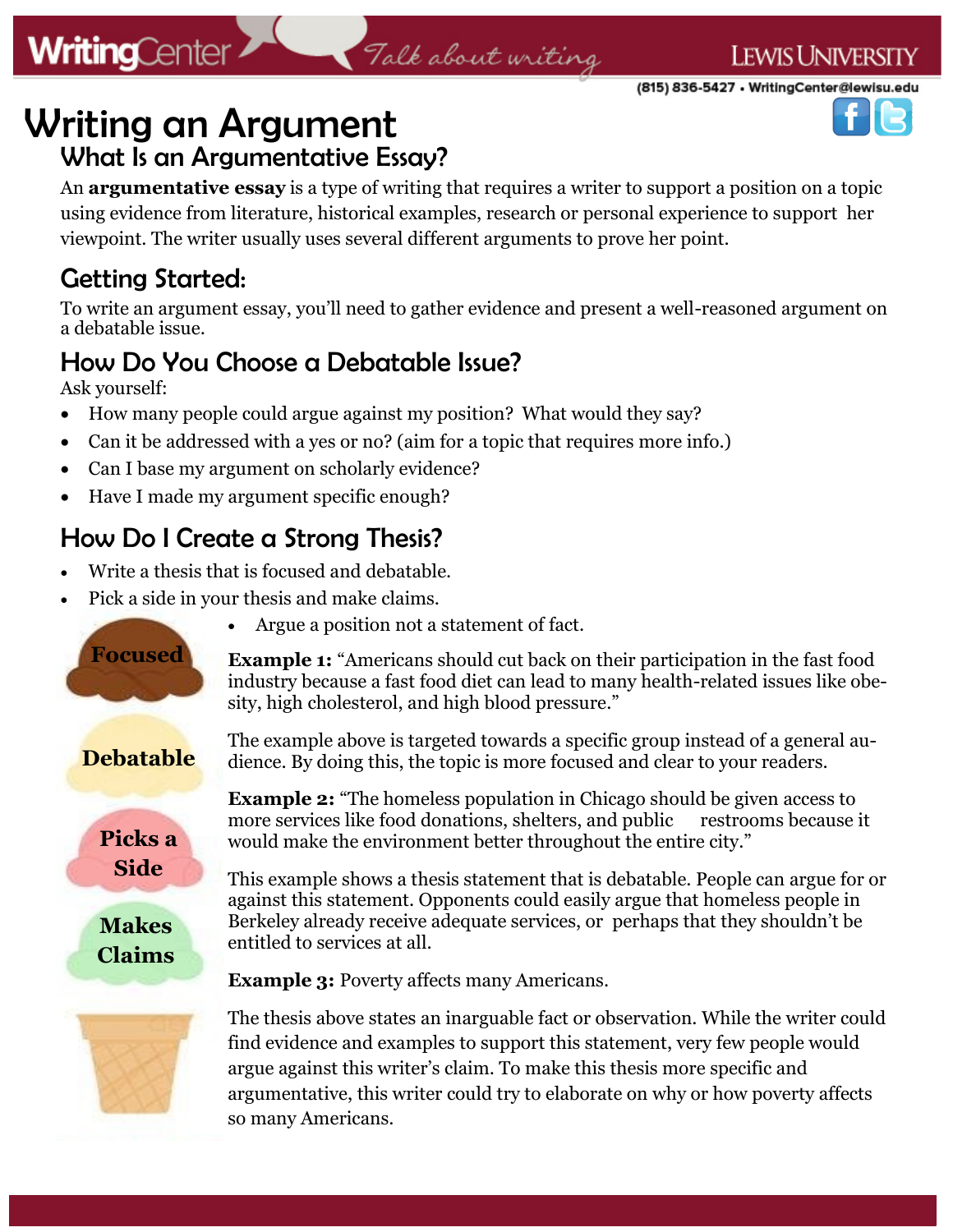# Writing an Argument

## What Is an Argumentative Essay?

An **argumentative essay** is a type of writing that requires a writer to support a position on a topic using evidence from literature, historical examples, research or personal experience to support her viewpoint. The writer usually uses several different arguments to prove her point.

## Getting Started:

To write an argument essay, you'll need to gather evidence and present a well-reasoned argument on a debatable issue.

## How Do You Choose a Debatable Issue?

Ask yourself:

- How many people could argue against my position? What would they say?
- Can it be addressed with a yes or no? (aim for a topic that requires more info.)
- Can I base my argument on scholarly evidence?
- Have I made my argument specific enough?

## How Do I Create a Strong Thesis?

- Write a thesis that is focused and debatable.
- Pick a side in your thesis and make claims.
- Argue a position not a statement of fact.

Focused

Debatable

Picks a Side

Makes Claims

**Example 1:** "Americans should cut back on their participation in the fast food industry because a fast food diet can lead to many health-related issues like obesity, high cholesterol, and high blood pressure."

The example above is targeted towards a specific group instead of a general audience. By doing this, the topic is more focused and clear to your readers.

**Example 2:** "The homeless population in Chicago should be given access to more services like food donations, shelters, and public restrooms because it would make the environment better throughout the entire city."

This example shows a thesis statement that is debatable. People can argue for or against this statement. Opponents could easily argue that homeless people in Berkeley already receive adequate services, or perhaps that they shouldn't be entitled to services at all.

**Example 3:** Poverty affects many Americans.

The thesis above states an inarguable fact or observation. While the writer could find evidence and examples to support this statement, very few people would argue against this writer's claim. To make this thesis more specific and argumentative, this writer could try to elaborate on why or how poverty affects so many Americans.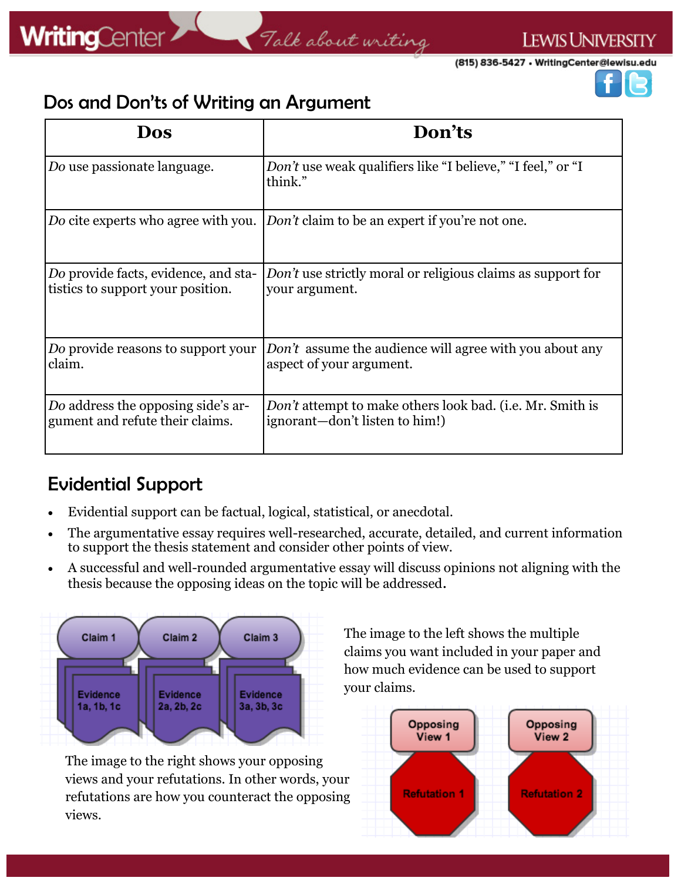## Dos and Don'ts of Writing an Argument

| Dos | Don'ts |
|---|---|
| *Do* use passionate language. | *Don't* use weak qualifiers like "I believe," "I feel," or "I think." |
| *Do* cite experts who agree with you. | *Don't* claim to be an expert if you're not one. |
| *Do* provide facts, evidence, and statistics to support your position. | *Don't* use strictly moral or religious claims as support for your argument. |
| *Do* provide reasons to support your claim. | *Don't* assume the audience will agree with you about any aspect of your argument. |
| *Do* address the opposing side's argument and refute their claims. | *Don't* attempt to make others look bad. (i.e. Mr. Smith is ignorant—don't listen to him!) |

## Evidential Support

- Evidential support can be factual, logical, statistical, or anecdotal.
- The argumentative essay requires well-researched, accurate, detailed, and current information to support the thesis statement and consider other points of view.
- A successful and well-rounded argumentative essay will discuss opinions not aligning with the thesis because the opposing ideas on the topic will be addressed.

Claim 1 — Evidence 1a, 1b, 1c
Claim 2 — Evidence 2a, 2b, 2c
Claim 3 — Evidence 3a, 3b, 3c

The image to the left shows the multiple claims you want included in your paper and how much evidence can be used to support your claims.

The image to the right shows your opposing views and your refutations. In other words, your refutations are how you counteract the opposing views.

Opposing View 1 — Refutation 1
Opposing View 2 — Refutation 2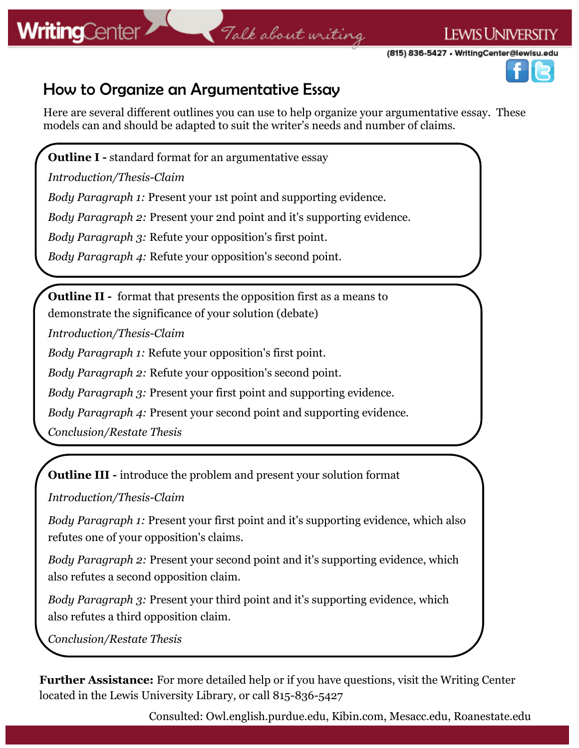# How to Organize an Argumentative Essay

Here are several different outlines you can use to help organize your argumentative essay. These models can and should be adapted to suit the writer's needs and number of claims.

**Outline I -** standard format for an argumentative essay

*Introduction/Thesis-Claim*

*Body Paragraph 1:* Present your 1st point and supporting evidence.

*Body Paragraph 2:* Present your 2nd point and it's supporting evidence.

*Body Paragraph 3:* Refute your opposition's first point.

*Body Paragraph 4:* Refute your opposition's second point.

**Outline II -** format that presents the opposition first as a means to demonstrate the significance of your solution (debate)

*Introduction/Thesis-Claim*

*Body Paragraph 1:* Refute your opposition's first point.

*Body Paragraph 2:* Refute your opposition's second point.

*Body Paragraph 3:* Present your first point and supporting evidence.

*Body Paragraph 4:* Present your second point and supporting evidence.

*Conclusion/Restate Thesis*

**Outline III -** introduce the problem and present your solution format

*Introduction/Thesis-Claim*

*Body Paragraph 1:* Present your first point and it's supporting evidence, which also refutes one of your opposition's claims.

*Body Paragraph 2:* Present your second point and it's supporting evidence, which also refutes a second opposition claim.

*Body Paragraph 3:* Present your third point and it's supporting evidence, which also refutes a third opposition claim.

*Conclusion/Restate Thesis*

**Further Assistance:** For more detailed help or if you have questions, visit the Writing Center located in the Lewis University Library, or call 815-836-5427

Consulted: Owl.english.purdue.edu, Kibin.com, Mesacc.edu, Roanestate.edu